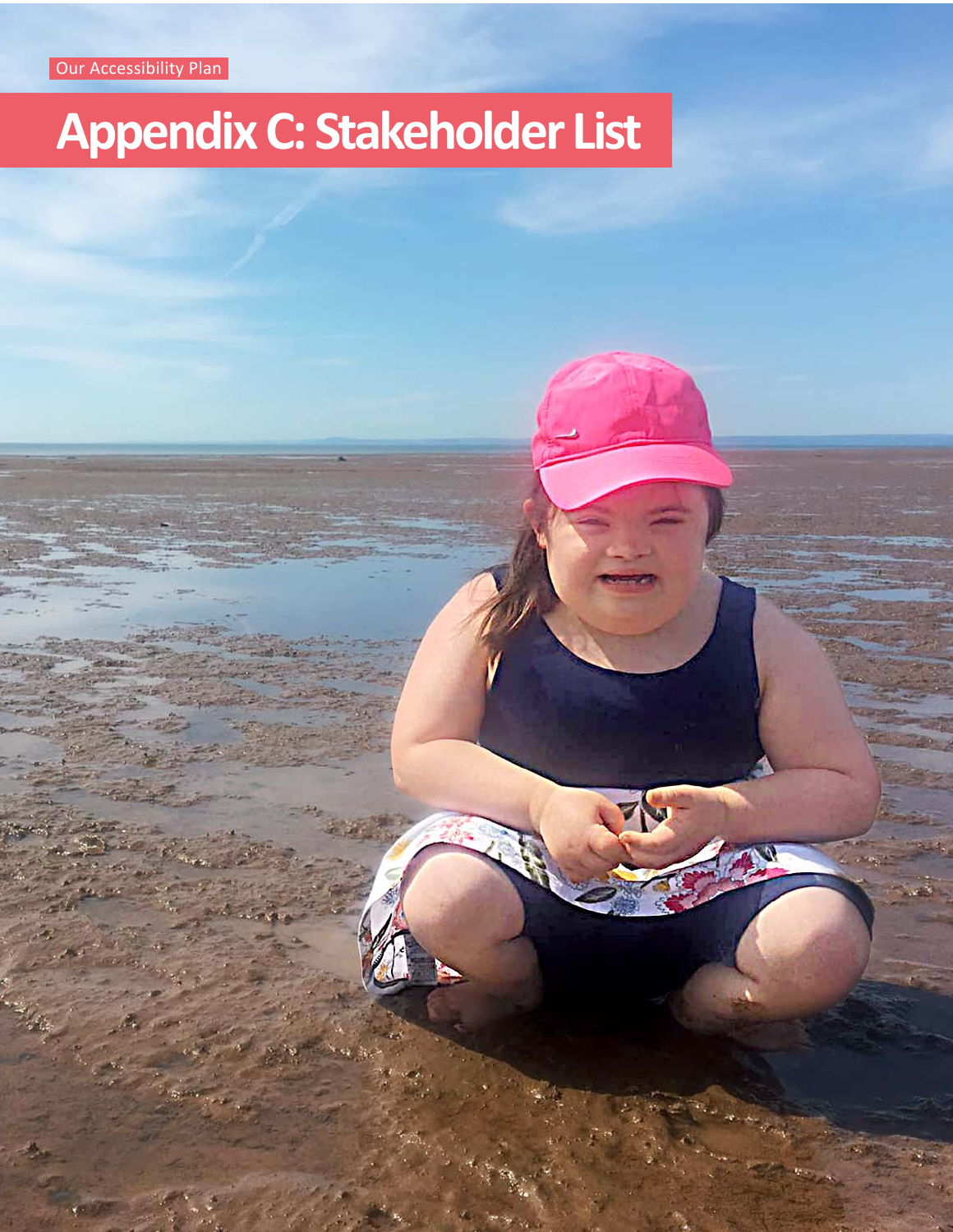Our Accessibility Plan

# Appendix C: Stakeholder List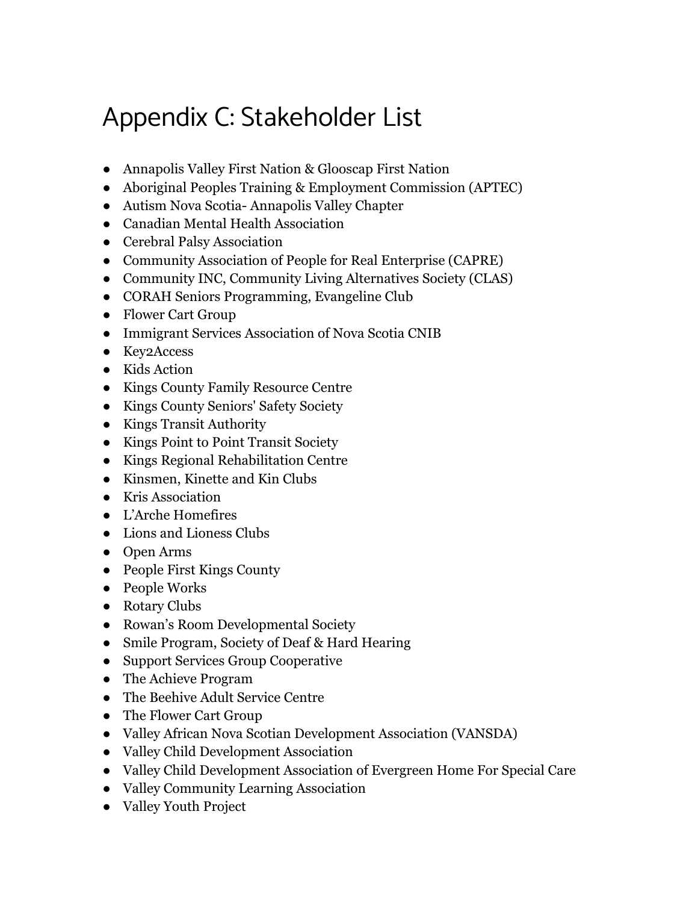# Appendix C: Stakeholder List

- Annapolis Valley First Nation & Glooscap First Nation
- Aboriginal Peoples Training & Employment Commission (APTEC)
- Autism Nova Scotia- Annapolis Valley Chapter
- Canadian Mental Health Association
- Cerebral Palsy Association
- Community Association of People for Real Enterprise (CAPRE)
- Community INC, Community Living Alternatives Society (CLAS)
- CORAH Seniors Programming, Evangeline Club
- Flower Cart Group
- Immigrant Services Association of Nova Scotia CNIB
- Key2Access
- Kids Action
- Kings County Family Resource Centre
- Kings County Seniors' Safety Society
- Kings Transit Authority
- Kings Point to Point Transit Society
- Kings Regional Rehabilitation Centre
- Kinsmen, Kinette and Kin Clubs
- Kris Association
- L'Arche Homefires
- Lions and Lioness Clubs
- Open Arms
- People First Kings County
- People Works
- Rotary Clubs
- Rowan's Room Developmental Society
- Smile Program, Society of Deaf & Hard Hearing
- Support Services Group Cooperative
- The Achieve Program
- The Beehive Adult Service Centre
- The Flower Cart Group
- Valley African Nova Scotian Development Association (VANSDA)
- Valley Child Development Association
- Valley Child Development Association of Evergreen Home For Special Care
- Valley Community Learning Association
- Valley Youth Project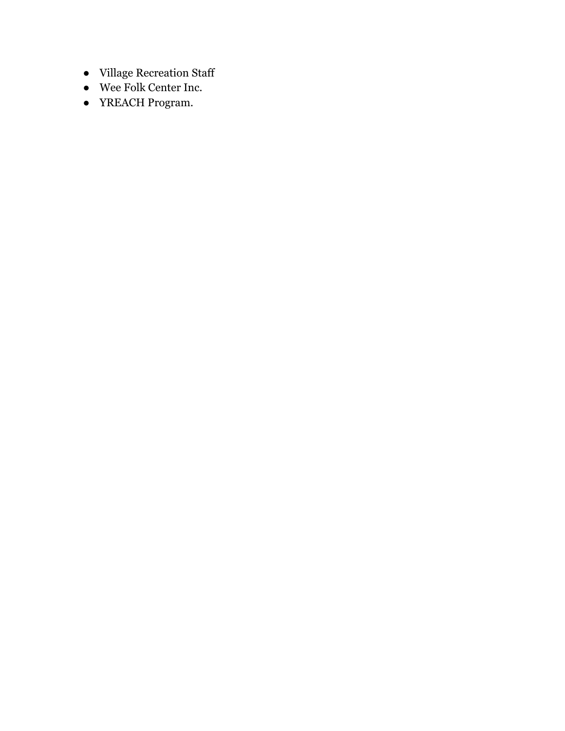- Village Recreation Staff
- Wee Folk Center Inc.
- YREACH Program.